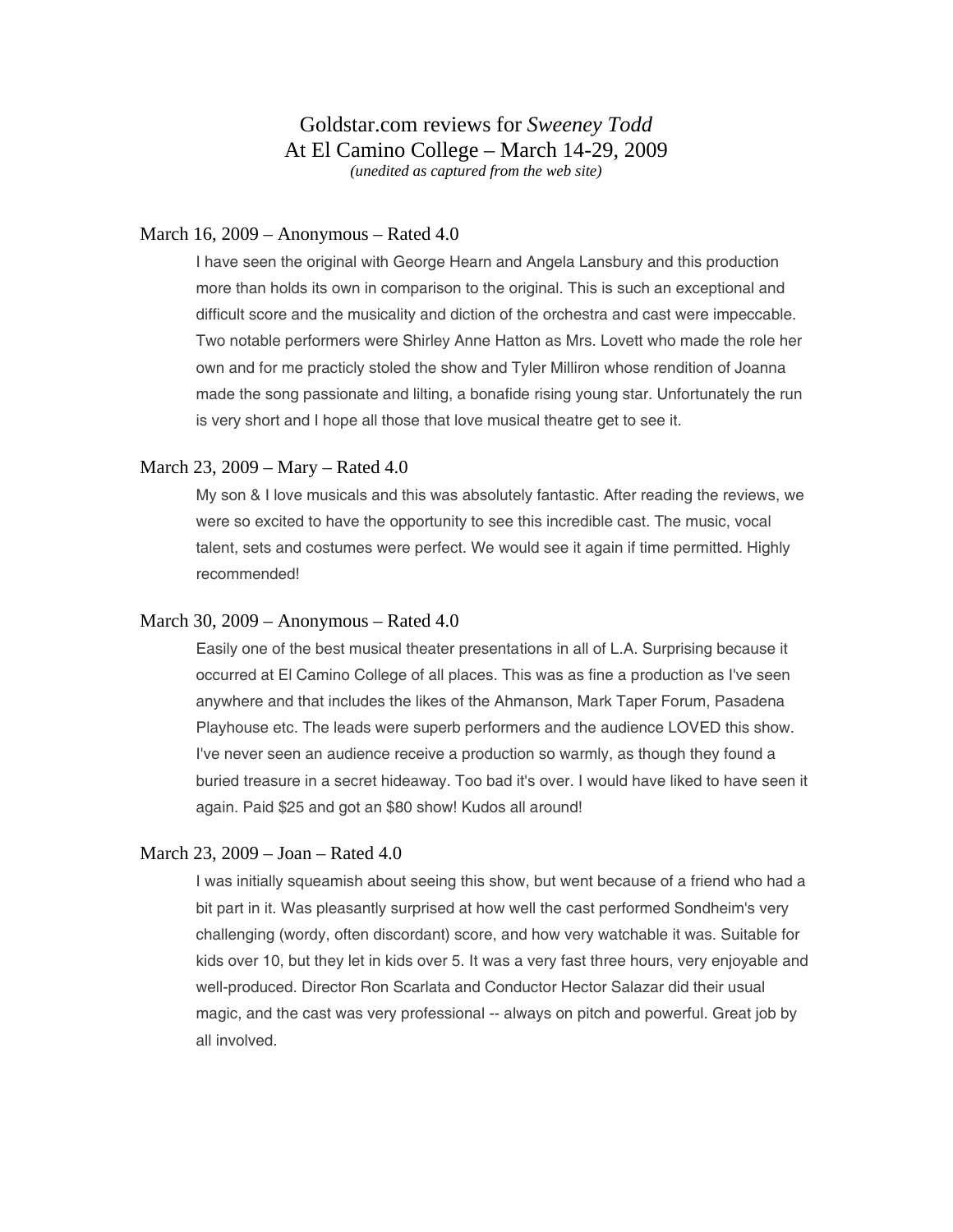# Goldstar.com reviews for *Sweeney Todd*
# At El Camino College – March 14-29, 2009

*(unedited as captured from the web site)*

### March 16, 2009 – Anonymous – Rated 4.0

I have seen the original with George Hearn and Angela Lansbury and this production more than holds its own in comparison to the original. This is such an exceptional and difficult score and the musicality and diction of the orchestra and cast were impeccable. Two notable performers were Shirley Anne Hatton as Mrs. Lovett who made the role her own and for me practicly stoled the show and Tyler Milliron whose rendition of Joanna made the song passionate and lilting, a bonafide rising young star. Unfortunately the run is very short and I hope all those that love musical theatre get to see it.

### March 23, 2009 – Mary – Rated 4.0

My son & I love musicals and this was absolutely fantastic. After reading the reviews, we were so excited to have the opportunity to see this incredible cast. The music, vocal talent, sets and costumes were perfect. We would see it again if time permitted. Highly recommended!

### March 30, 2009 – Anonymous – Rated 4.0

Easily one of the best musical theater presentations in all of L.A. Surprising because it occurred at El Camino College of all places. This was as fine a production as I've seen anywhere and that includes the likes of the Ahmanson, Mark Taper Forum, Pasadena Playhouse etc. The leads were superb performers and the audience LOVED this show. I've never seen an audience receive a production so warmly, as though they found a buried treasure in a secret hideaway. Too bad it's over. I would have liked to have seen it again. Paid $25 and got an $80 show! Kudos all around!

### March 23, 2009 – Joan – Rated 4.0

I was initially squeamish about seeing this show, but went because of a friend who had a bit part in it. Was pleasantly surprised at how well the cast performed Sondheim's very challenging (wordy, often discordant) score, and how very watchable it was. Suitable for kids over 10, but they let in kids over 5. It was a very fast three hours, very enjoyable and well-produced. Director Ron Scarlata and Conductor Hector Salazar did their usual magic, and the cast was very professional -- always on pitch and powerful. Great job by all involved.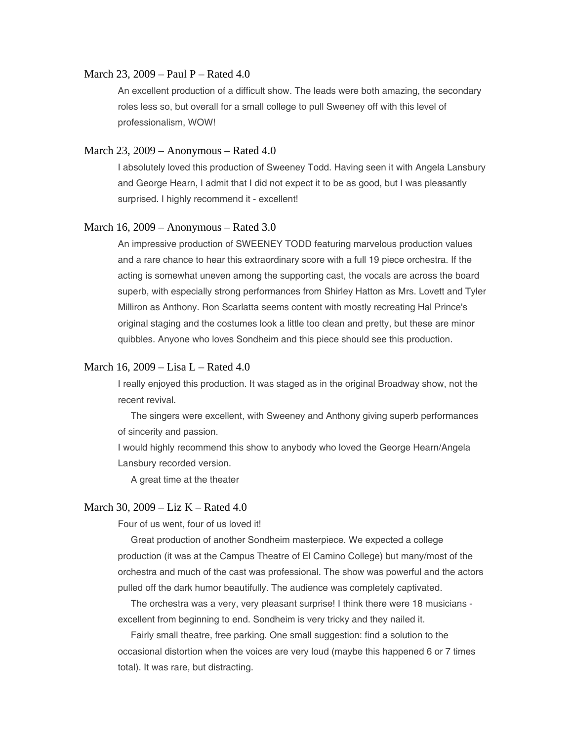March 23, 2009 – Paul P – Rated 4.0

An excellent production of a difficult show. The leads were both amazing, the secondary roles less so, but overall for a small college to pull Sweeney off with this level of professionalism, WOW!

March 23, 2009 – Anonymous – Rated 4.0

I absolutely loved this production of Sweeney Todd. Having seen it with Angela Lansbury and George Hearn, I admit that I did not expect it to be as good, but I was pleasantly surprised. I highly recommend it - excellent!

March 16, 2009 – Anonymous – Rated 3.0

An impressive production of SWEENEY TODD featuring marvelous production values and a rare chance to hear this extraordinary score with a full 19 piece orchestra. If the acting is somewhat uneven among the supporting cast, the vocals are across the board superb, with especially strong performances from Shirley Hatton as Mrs. Lovett and Tyler Milliron as Anthony. Ron Scarlatta seems content with mostly recreating Hal Prince's original staging and the costumes look a little too clean and pretty, but these are minor quibbles. Anyone who loves Sondheim and this piece should see this production.

March 16, 2009 – Lisa L – Rated 4.0

I really enjoyed this production. It was staged as in the original Broadway show, not the recent revival.

The singers were excellent, with Sweeney and Anthony giving superb performances of sincerity and passion.

I would highly recommend this show to anybody who loved the George Hearn/Angela Lansbury recorded version.

A great time at the theater

March 30, 2009 – Liz K – Rated 4.0

Four of us went, four of us loved it!

Great production of another Sondheim masterpiece. We expected a college production (it was at the Campus Theatre of El Camino College) but many/most of the orchestra and much of the cast was professional. The show was powerful and the actors pulled off the dark humor beautifully. The audience was completely captivated.

The orchestra was a very, very pleasant surprise! I think there were 18 musicians - excellent from beginning to end. Sondheim is very tricky and they nailed it.

Fairly small theatre, free parking. One small suggestion: find a solution to the occasional distortion when the voices are very loud (maybe this happened 6 or 7 times total). It was rare, but distracting.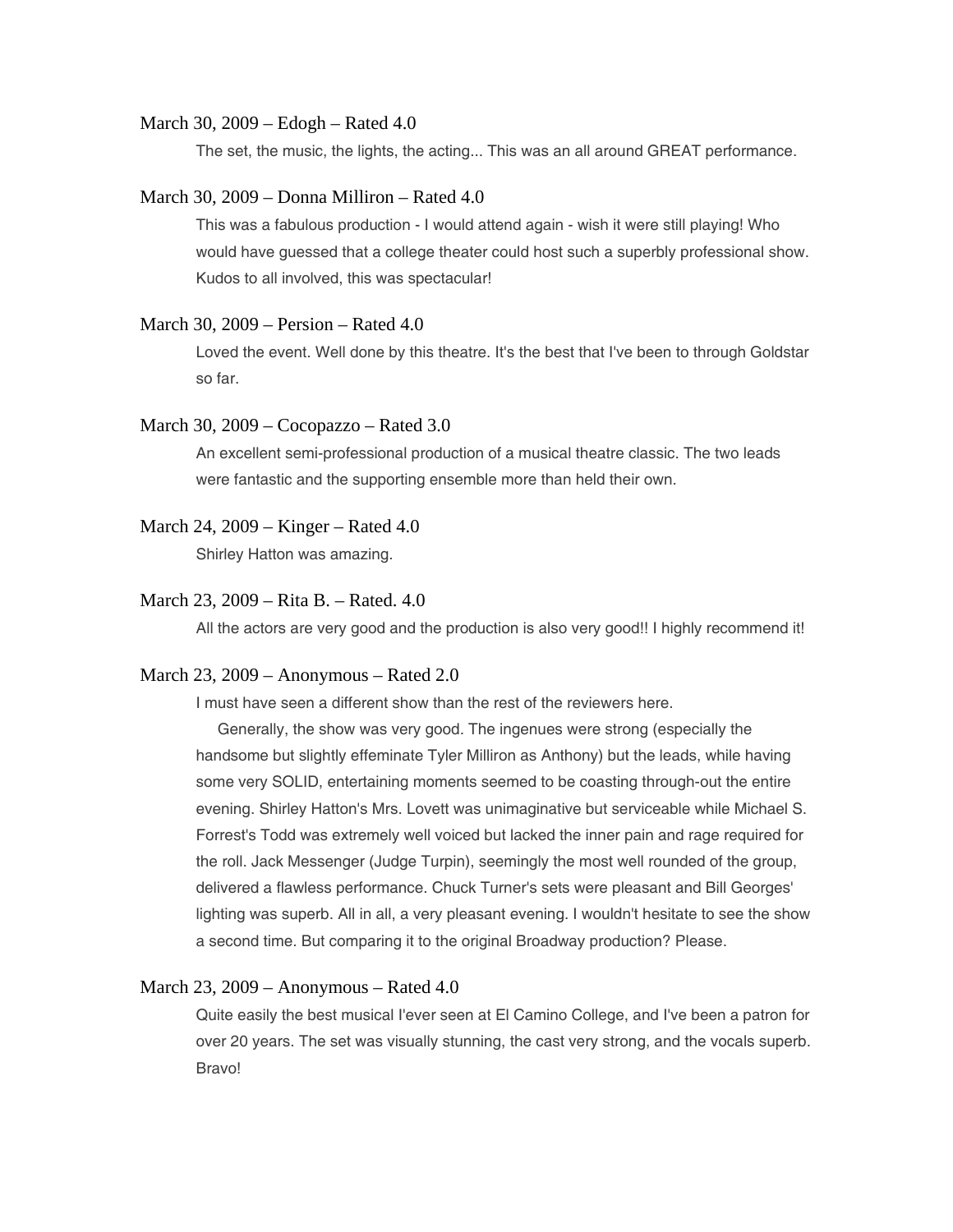March 30, 2009 – Edogh – Rated 4.0

The set, the music, the lights, the acting... This was an all around GREAT performance.

March 30, 2009 – Donna Milliron – Rated 4.0

This was a fabulous production - I would attend again - wish it were still playing! Who would have guessed that a college theater could host such a superbly professional show. Kudos to all involved, this was spectacular!

March 30, 2009 – Persion – Rated 4.0

Loved the event. Well done by this theatre. It's the best that I've been to through Goldstar so far.

March 30, 2009 – Cocopazzo – Rated 3.0

An excellent semi-professional production of a musical theatre classic. The two leads were fantastic and the supporting ensemble more than held their own.

March 24, 2009 – Kinger – Rated 4.0

Shirley Hatton was amazing.

March 23, 2009 – Rita B. – Rated. 4.0

All the actors are very good and the production is also very good!! I highly recommend it!

March 23, 2009 – Anonymous – Rated 2.0

I must have seen a different show than the rest of the reviewers here.

Generally, the show was very good. The ingenues were strong (especially the handsome but slightly effeminate Tyler Milliron as Anthony) but the leads, while having some very SOLID, entertaining moments seemed to be coasting through-out the entire evening. Shirley Hatton's Mrs. Lovett was unimaginative but serviceable while Michael S. Forrest's Todd was extremely well voiced but lacked the inner pain and rage required for the roll. Jack Messenger (Judge Turpin), seemingly the most well rounded of the group, delivered a flawless performance. Chuck Turner's sets were pleasant and Bill Georges' lighting was superb. All in all, a very pleasant evening. I wouldn't hesitate to see the show a second time. But comparing it to the original Broadway production? Please.

March 23, 2009 – Anonymous – Rated 4.0

Quite easily the best musical I'ever seen at El Camino College, and I've been a patron for over 20 years. The set was visually stunning, the cast very strong, and the vocals superb. Bravo!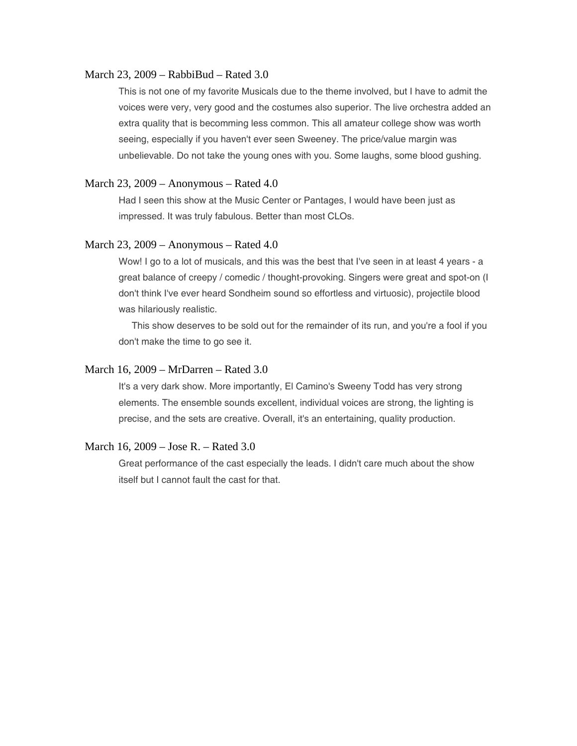March 23, 2009 – RabbiBud – Rated 3.0

This is not one of my favorite Musicals due to the theme involved, but I have to admit the voices were very, very good and the costumes also superior. The live orchestra added an extra quality that is becomming less common. This all amateur college show was worth seeing, especially if you haven't ever seen Sweeney. The price/value margin was unbelievable. Do not take the young ones with you. Some laughs, some blood gushing.

March 23, 2009 – Anonymous – Rated 4.0

Had I seen this show at the Music Center or Pantages, I would have been just as impressed. It was truly fabulous. Better than most CLOs.

March 23, 2009 – Anonymous – Rated 4.0

Wow! I go to a lot of musicals, and this was the best that I've seen in at least 4 years - a great balance of creepy / comedic / thought-provoking. Singers were great and spot-on (I don't think I've ever heard Sondheim sound so effortless and virtuosic), projectile blood was hilariously realistic.

This show deserves to be sold out for the remainder of its run, and you're a fool if you don't make the time to go see it.

March 16, 2009 – MrDarren – Rated 3.0

It's a very dark show. More importantly, El Camino's Sweeny Todd has very strong elements. The ensemble sounds excellent, individual voices are strong, the lighting is precise, and the sets are creative. Overall, it's an entertaining, quality production.

March 16, 2009 – Jose R. – Rated 3.0

Great performance of the cast especially the leads. I didn't care much about the show itself but I cannot fault the cast for that.